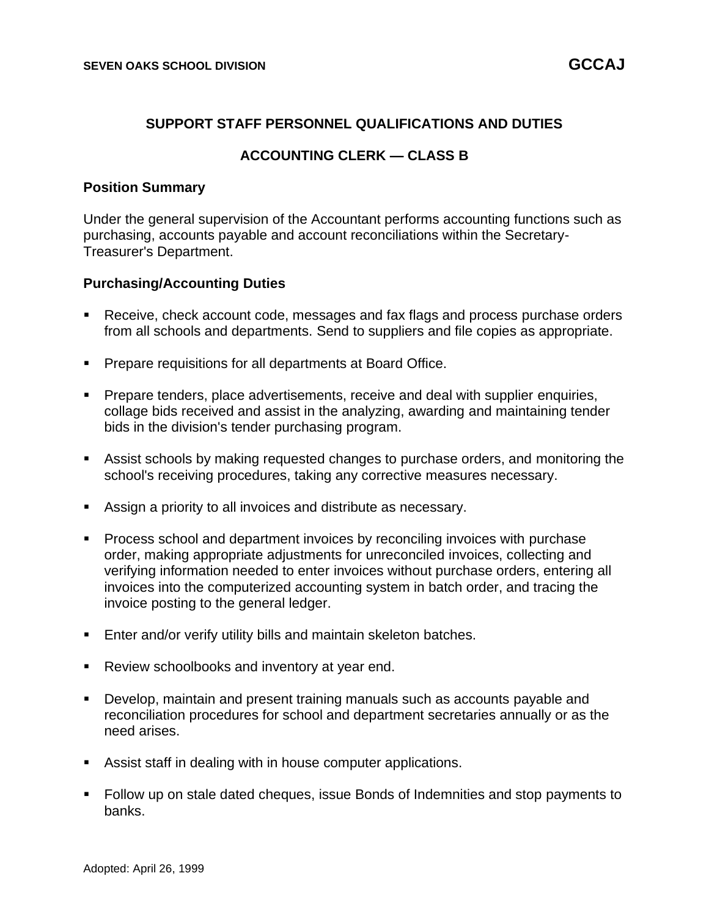SEVEN OAKS SCHOOL DIVISION **GCCAJ**

## SUPPORT STAFF PERSONNEL QUALIFICATIONS AND DUTIES

## ACCOUNTING CLERK — CLASS B

### Position Summary

Under the general supervision of the Accountant performs accounting functions such as purchasing, accounts payable and account reconciliations within the Secretary-Treasurer's Department.

### Purchasing/Accounting Duties

- Receive, check account code, messages and fax flags and process purchase orders from all schools and departments. Send to suppliers and file copies as appropriate.
- Prepare requisitions for all departments at Board Office.
- Prepare tenders, place advertisements, receive and deal with supplier enquiries, collage bids received and assist in the analyzing, awarding and maintaining tender bids in the division's tender purchasing program.
- Assist schools by making requested changes to purchase orders, and monitoring the school's receiving procedures, taking any corrective measures necessary.
- Assign a priority to all invoices and distribute as necessary.
- Process school and department invoices by reconciling invoices with purchase order, making appropriate adjustments for unreconciled invoices, collecting and verifying information needed to enter invoices without purchase orders, entering all invoices into the computerized accounting system in batch order, and tracing the invoice posting to the general ledger.
- Enter and/or verify utility bills and maintain skeleton batches.
- Review schoolbooks and inventory at year end.
- Develop, maintain and present training manuals such as accounts payable and reconciliation procedures for school and department secretaries annually or as the need arises.
- Assist staff in dealing with in house computer applications.
- Follow up on stale dated cheques, issue Bonds of Indemnities and stop payments to banks.

Adopted: April 26, 1999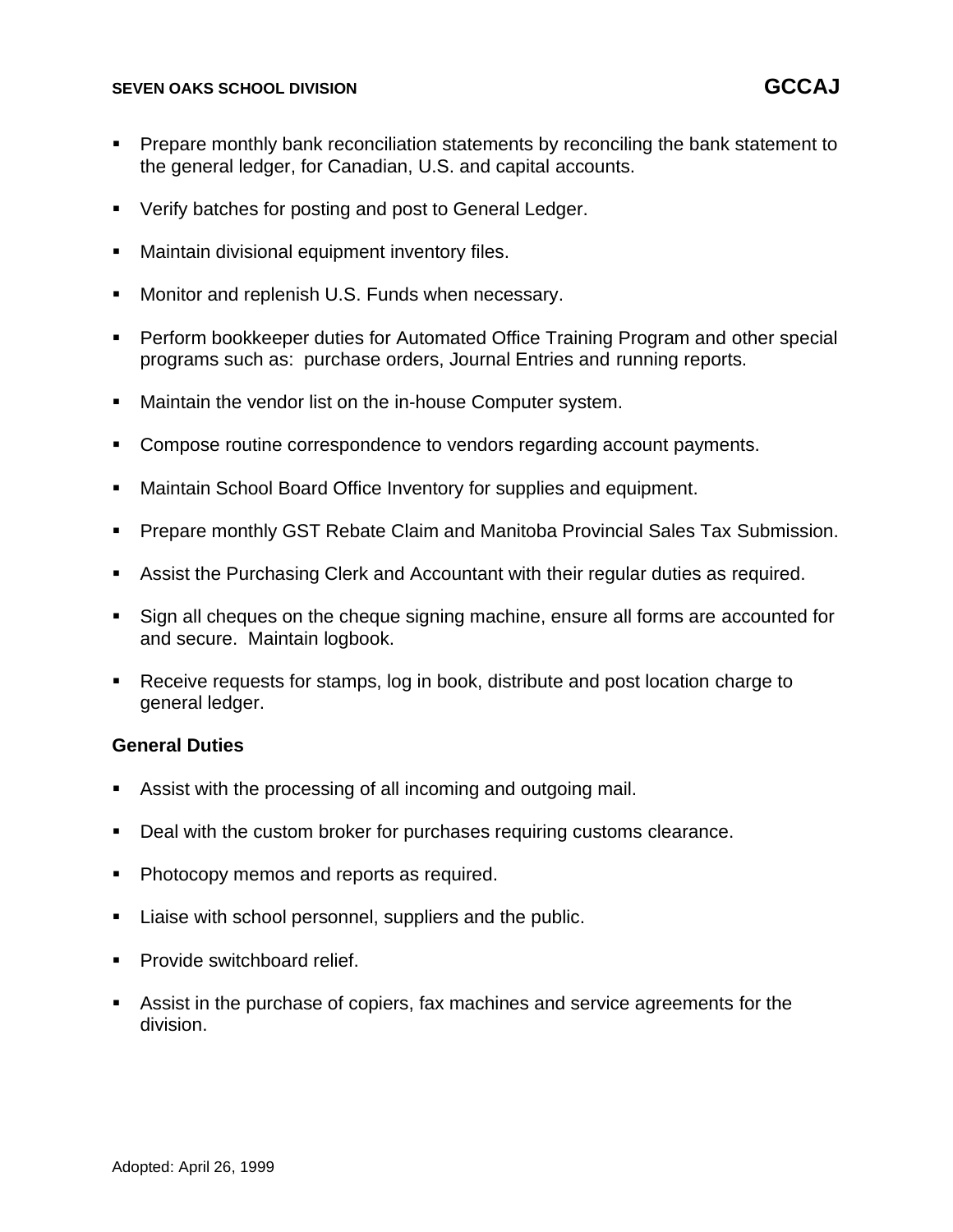- Prepare monthly bank reconciliation statements by reconciling the bank statement to the general ledger, for Canadian, U.S. and capital accounts.
- Verify batches for posting and post to General Ledger.
- Maintain divisional equipment inventory files.
- Monitor and replenish U.S. Funds when necessary.
- Perform bookkeeper duties for Automated Office Training Program and other special programs such as: purchase orders, Journal Entries and running reports.
- Maintain the vendor list on the in-house Computer system.
- Compose routine correspondence to vendors regarding account payments.
- Maintain School Board Office Inventory for supplies and equipment.
- Prepare monthly GST Rebate Claim and Manitoba Provincial Sales Tax Submission.
- Assist the Purchasing Clerk and Accountant with their regular duties as required.
- Sign all cheques on the cheque signing machine, ensure all forms are accounted for and secure. Maintain logbook.
- Receive requests for stamps, log in book, distribute and post location charge to general ledger.

**General Duties**

- Assist with the processing of all incoming and outgoing mail.
- Deal with the custom broker for purchases requiring customs clearance.
- Photocopy memos and reports as required.
- Liaise with school personnel, suppliers and the public.
- Provide switchboard relief.
- Assist in the purchase of copiers, fax machines and service agreements for the division.

Adopted: April 26, 1999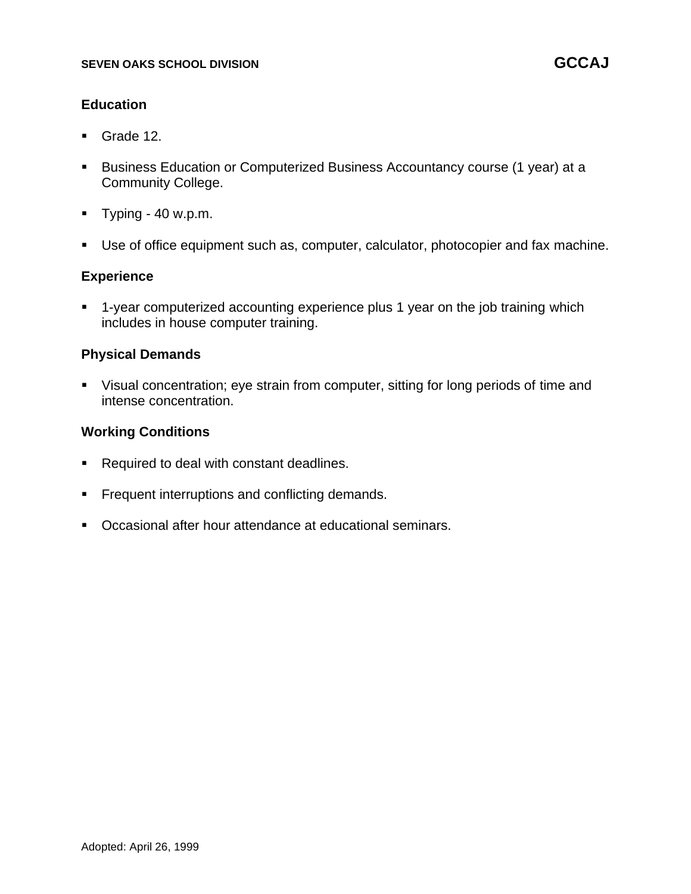**Education**

- Grade 12.
- Business Education or Computerized Business Accountancy course (1 year) at a Community College.
- Typing - 40 w.p.m.
- Use of office equipment such as, computer, calculator, photocopier and fax machine.

**Experience**

- 1-year computerized accounting experience plus 1 year on the job training which includes in house computer training.

**Physical Demands**

- Visual concentration; eye strain from computer, sitting for long periods of time and intense concentration.

**Working Conditions**

- Required to deal with constant deadlines.
- Frequent interruptions and conflicting demands.
- Occasional after hour attendance at educational seminars.

Adopted: April 26, 1999